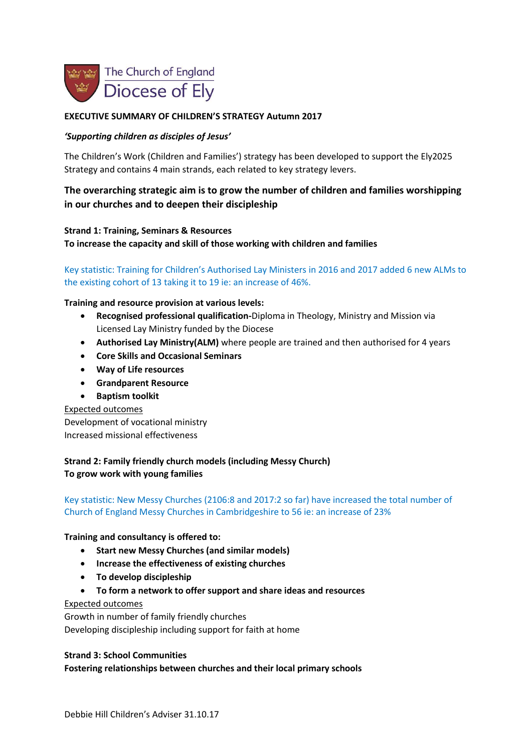The Church of England
Diocese of Ely

**EXECUTIVE SUMMARY OF CHILDREN'S STRATEGY Autumn 2017**

***'Supporting children as disciples of Jesus'***

The Children's Work (Children and Families') strategy has been developed to support the Ely2025 Strategy and contains 4 main strands, each related to key strategy levers.

### The overarching strategic aim is to grow the number of children and families worshipping in our churches and to deepen their discipleship

**Strand 1: Training, Seminars & Resources**
**To increase the capacity and skill of those working with children and families**

Key statistic: Training for Children's Authorised Lay Ministers in 2016 and 2017 added 6 new ALMs to the existing cohort of 13 taking it to 19 ie: an increase of 46%.

**Training and resource provision at various levels:**

- **Recognised professional qualification-**Diploma in Theology, Ministry and Mission via Licensed Lay Ministry funded by the Diocese
- **Authorised Lay Ministry(ALM)** where people are trained and then authorised for 4 years
- **Core Skills and Occasional Seminars**
- **Way of Life resources**
- **Grandparent Resource**
- **Baptism toolkit**

<u>Expected outcomes</u>
Development of vocational ministry
Increased missional effectiveness

**Strand 2: Family friendly church models (including Messy Church)**
**To grow work with young families**

Key statistic: New Messy Churches (2106:8 and 2017:2 so far) have increased the total number of Church of England Messy Churches in Cambridgeshire to 56 ie: an increase of 23%

**Training and consultancy is offered to:**

- **Start new Messy Churches (and similar models)**
- **Increase the effectiveness of existing churches**
- **To develop discipleship**
- **To form a network to offer support and share ideas and resources**

<u>Expected outcomes</u>
Growth in number of family friendly churches
Developing discipleship including support for faith at home

**Strand 3: School Communities**
**Fostering relationships between churches and their local primary schools**

Debbie Hill Children's Adviser 31.10.17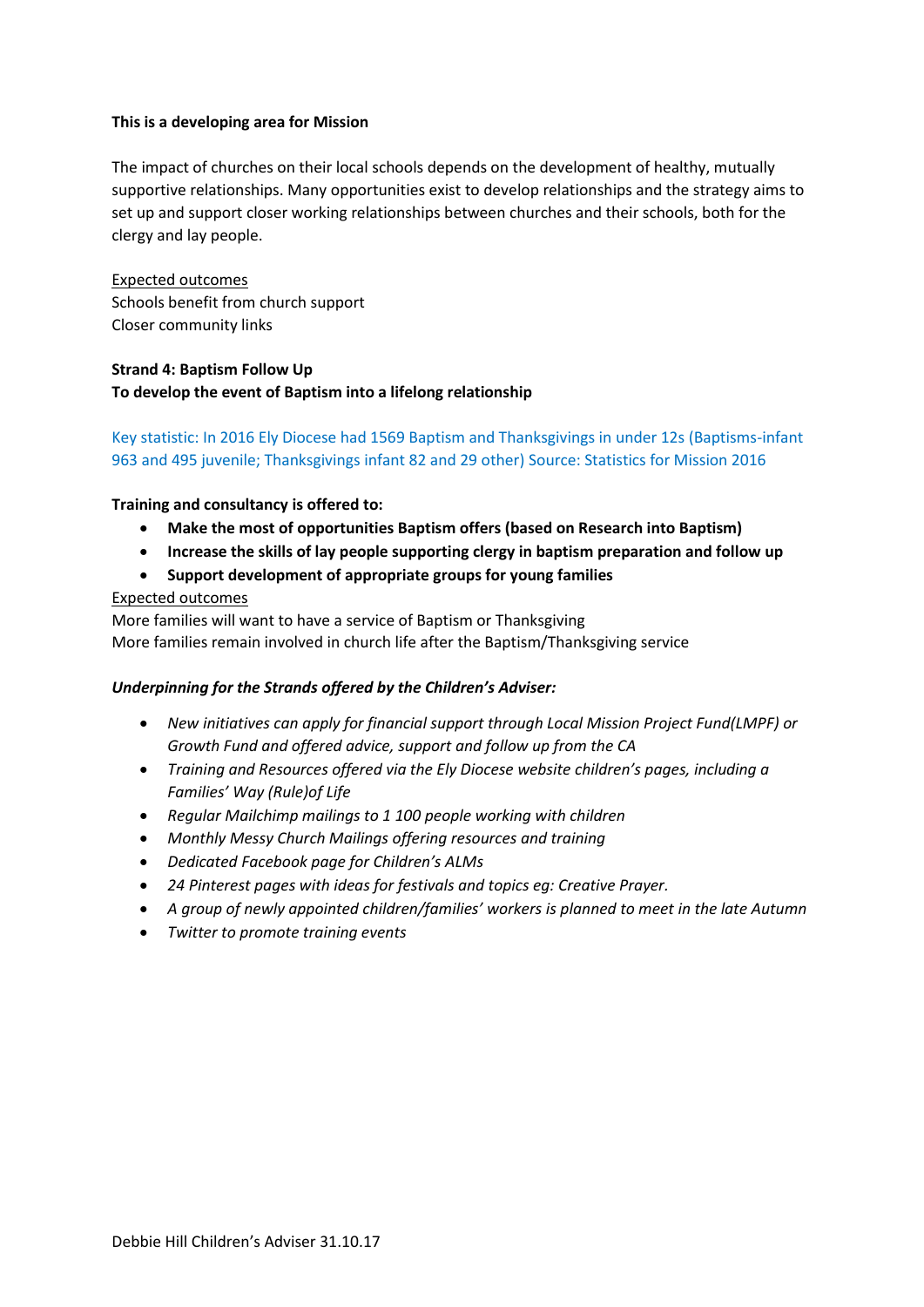**This is a developing area for Mission**

The impact of churches on their local schools depends on the development of healthy, mutually supportive relationships. Many opportunities exist to develop relationships and the strategy aims to set up and support closer working relationships between churches and their schools, both for the clergy and lay people.

Expected outcomes
Schools benefit from church support
Closer community links

**Strand 4: Baptism Follow Up**
**To develop the event of Baptism into a lifelong relationship**

Key statistic: In 2016 Ely Diocese had 1569 Baptism and Thanksgivings in under 12s (Baptisms-infant 963 and 495 juvenile; Thanksgivings infant 82 and 29 other) Source: Statistics for Mission 2016

**Training and consultancy is offered to:**

- **Make the most of opportunities Baptism offers (based on Research into Baptism)**
- **Increase the skills of lay people supporting clergy in baptism preparation and follow up**
- **Support development of appropriate groups for young families**

Expected outcomes
More families will want to have a service of Baptism or Thanksgiving
More families remain involved in church life after the Baptism/Thanksgiving service

***Underpinning for the Strands offered by the Children's Adviser:***

- *New initiatives can apply for financial support through Local Mission Project Fund(LMPF) or Growth Fund and offered advice, support and follow up from the CA*
- *Training and Resources offered via the Ely Diocese website children's pages, including a Families' Way (Rule)of Life*
- *Regular Mailchimp mailings to 1 100 people working with children*
- *Monthly Messy Church Mailings offering resources and training*
- *Dedicated Facebook page for Children's ALMs*
- *24 Pinterest pages with ideas for festivals and topics eg: Creative Prayer.*
- *A group of newly appointed children/families' workers is planned to meet in the late Autumn*
- *Twitter to promote training events*

Debbie Hill Children's Adviser 31.10.17